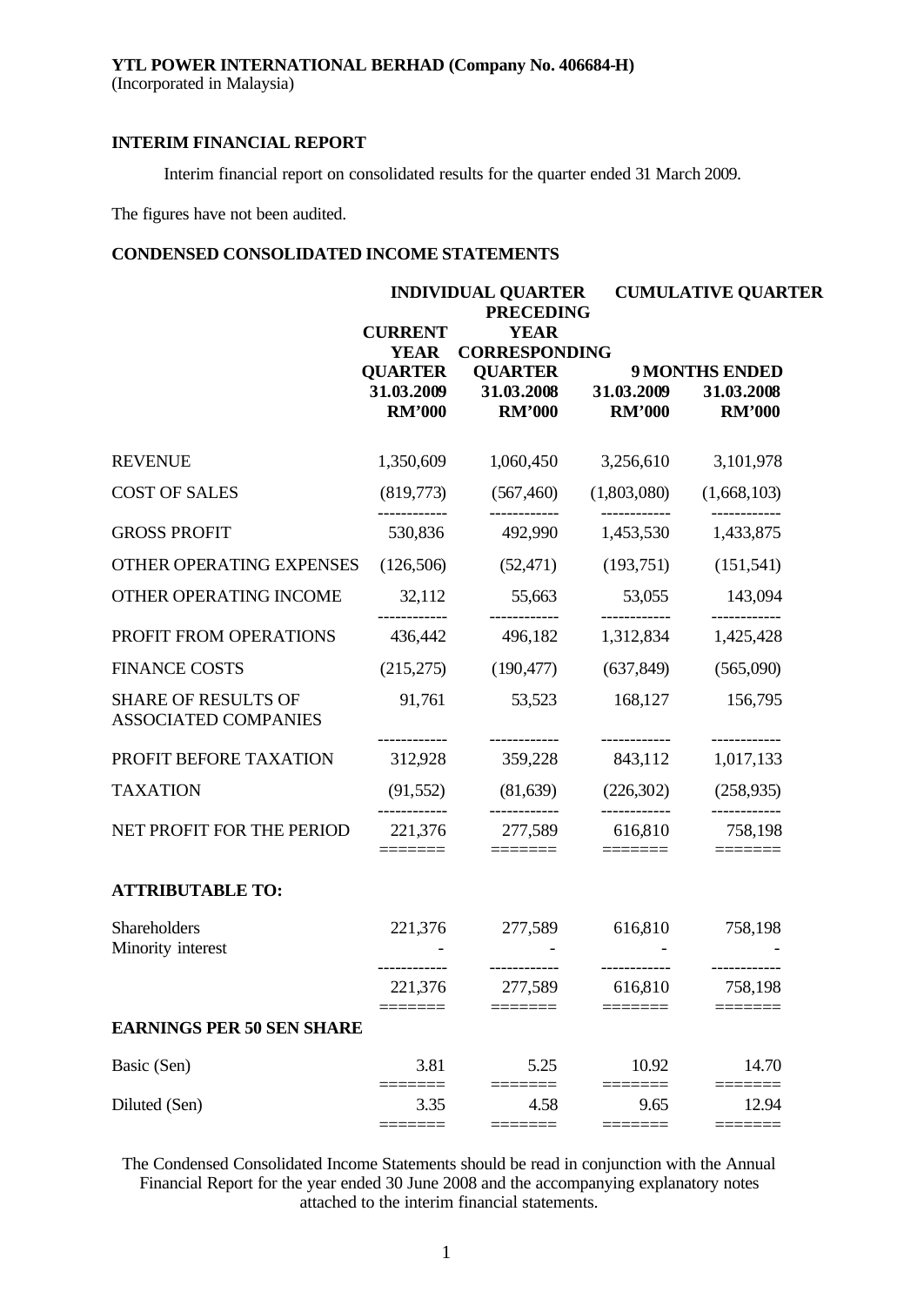**YTL POWER INTERNATIONAL BERHAD (Company No. 406684-H)**
(Incorporated in Malaysia)

**INTERIM FINANCIAL REPORT**

Interim financial report on consolidated results for the quarter ended 31 March 2009.

The figures have not been audited.

**CONDENSED CONSOLIDATED INCOME STATEMENTS**

| | INDIVIDUAL QUARTER | | CUMULATIVE QUARTER | |
|---|---|---|---|---|
| | CURRENT YEAR QUARTER | PRECEDING YEAR CORRESPONDING QUARTER | 9 MONTHS ENDED | |
| | 31.03.2009 | 31.03.2008 | 31.03.2009 | 31.03.2008 |
| | RM'000 | RM'000 | RM'000 | RM'000 |
| REVENUE | 1,350,609 | 1,060,450 | 3,256,610 | 3,101,978 |
| COST OF SALES | (819,773) | (567,460) | (1,803,080) | (1,668,103) |
| GROSS PROFIT | 530,836 | 492,990 | 1,453,530 | 1,433,875 |
| OTHER OPERATING EXPENSES | (126,506) | (52,471) | (193,751) | (151,541) |
| OTHER OPERATING INCOME | 32,112 | 55,663 | 53,055 | 143,094 |
| PROFIT FROM OPERATIONS | 436,442 | 496,182 | 1,312,834 | 1,425,428 |
| FINANCE COSTS | (215,275) | (190,477) | (637,849) | (565,090) |
| SHARE OF RESULTS OF ASSOCIATED COMPANIES | 91,761 | 53,523 | 168,127 | 156,795 |
| PROFIT BEFORE TAXATION | 312,928 | 359,228 | 843,112 | 1,017,133 |
| TAXATION | (91,552) | (81,639) | (226,302) | (258,935) |
| NET PROFIT FOR THE PERIOD | 221,376 | 277,589 | 616,810 | 758,198 |
| **ATTRIBUTABLE TO:** | | | | |
| Shareholders | 221,376 | 277,589 | 616,810 | 758,198 |
| Minority interest | - | - | - | - |
| | 221,376 | 277,589 | 616,810 | 758,198 |
| **EARNINGS PER 50 SEN SHARE** | | | | |
| Basic (Sen) | 3.81 | 5.25 | 10.92 | 14.70 |
| Diluted (Sen) | 3.35 | 4.58 | 9.65 | 12.94 |

The Condensed Consolidated Income Statements should be read in conjunction with the Annual Financial Report for the year ended 30 June 2008 and the accompanying explanatory notes attached to the interim financial statements.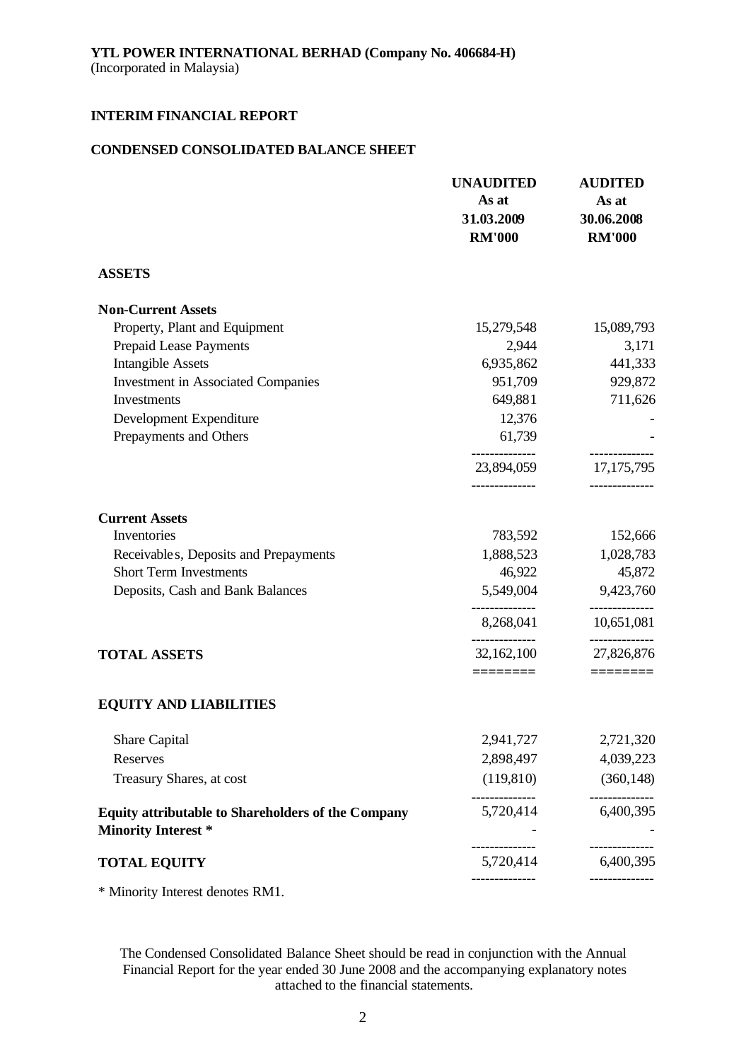**YTL POWER INTERNATIONAL BERHAD (Company No. 406684-H)**
(Incorporated in Malaysia)

**INTERIM FINANCIAL REPORT**

**CONDENSED CONSOLIDATED BALANCE SHEET**

| | **UNAUDITED As at 31.03.2009 RM'000** | **AUDITED As at 30.06.2008 RM'000** |
|---|---|---|
| **ASSETS** | | |
| **Non-Current Assets** | | |
| Property, Plant and Equipment | 15,279,548 | 15,089,793 |
| Prepaid Lease Payments | 2,944 | 3,171 |
| Intangible Assets | 6,935,862 | 441,333 |
| Investment in Associated Companies | 951,709 | 929,872 |
| Investments | 649,881 | 711,626 |
| Development Expenditure | 12,376 | - |
| Prepayments and Others | 61,739 | - |
| | 23,894,059 | 17,175,795 |
| **Current Assets** | | |
| Inventories | 783,592 | 152,666 |
| Receivables, Deposits and Prepayments | 1,888,523 | 1,028,783 |
| Short Term Investments | 46,922 | 45,872 |
| Deposits, Cash and Bank Balances | 5,549,004 | 9,423,760 |
| | 8,268,041 | 10,651,081 |
| **TOTAL ASSETS** | 32,162,100 | 27,826,876 |
| **EQUITY AND LIABILITIES** | | |
| Share Capital | 2,941,727 | 2,721,320 |
| Reserves | 2,898,497 | 4,039,223 |
| Treasury Shares, at cost | (119,810) | (360,148) |
| **Equity attributable to Shareholders of the Company** | 5,720,414 | 6,400,395 |
| **Minority Interest \*** | - | - |
| **TOTAL EQUITY** | 5,720,414 | 6,400,395 |

\* Minority Interest denotes RM1.

The Condensed Consolidated Balance Sheet should be read in conjunction with the Annual Financial Report for the year ended 30 June 2008 and the accompanying explanatory notes attached to the financial statements.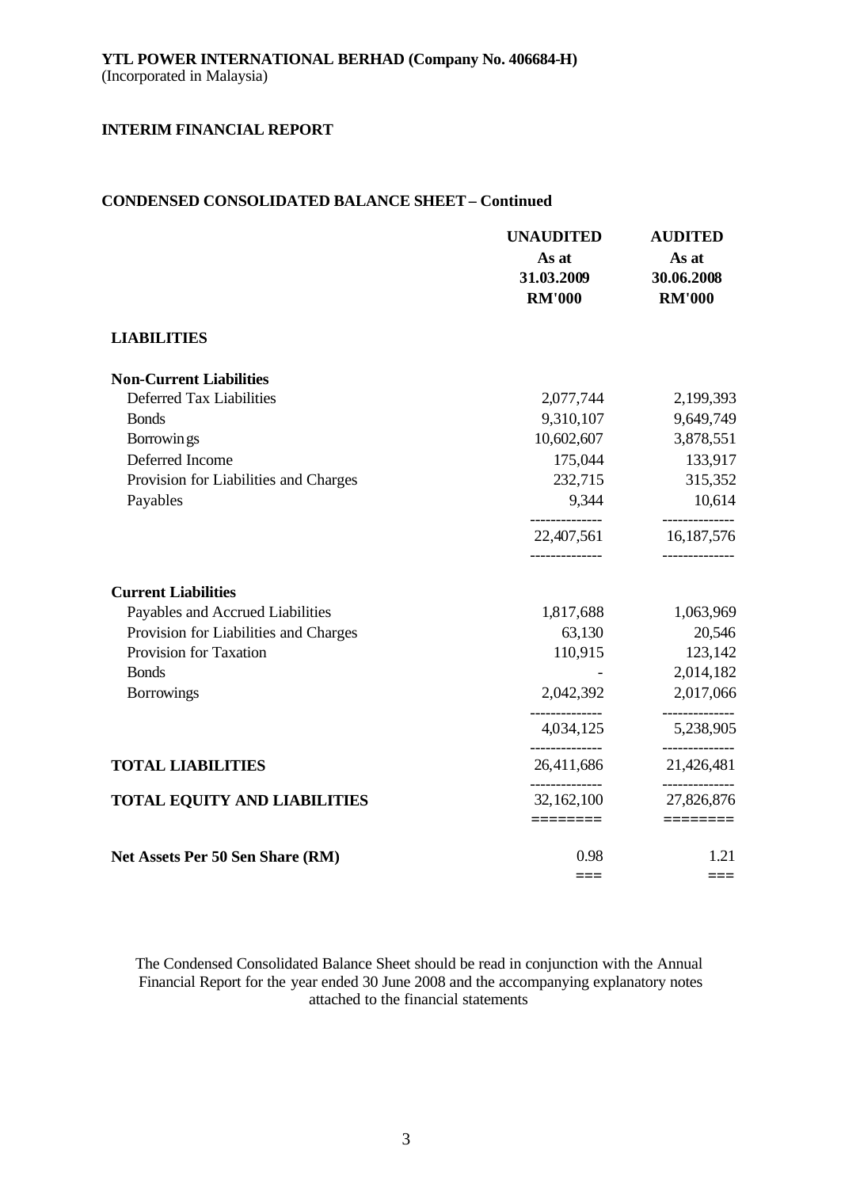**YTL POWER INTERNATIONAL BERHAD (Company No. 406684-H)**
(Incorporated in Malaysia)

**INTERIM FINANCIAL REPORT**

**CONDENSED CONSOLIDATED BALANCE SHEET – Continued**

| | UNAUDITED As at 31.03.2009 RM'000 | AUDITED As at 30.06.2008 RM'000 |
|---|---|---|
| **LIABILITIES** | | |
| **Non-Current Liabilities** | | |
| Deferred Tax Liabilities | 2,077,744 | 2,199,393 |
| Bonds | 9,310,107 | 9,649,749 |
| Borrowings | 10,602,607 | 3,878,551 |
| Deferred Income | 175,044 | 133,917 |
| Provision for Liabilities and Charges | 232,715 | 315,352 |
| Payables | 9,344 | 10,614 |
| | 22,407,561 | 16,187,576 |
| **Current Liabilities** | | |
| Payables and Accrued Liabilities | 1,817,688 | 1,063,969 |
| Provision for Liabilities and Charges | 63,130 | 20,546 |
| Provision for Taxation | 110,915 | 123,142 |
| Bonds | - | 2,014,182 |
| Borrowings | 2,042,392 | 2,017,066 |
| | 4,034,125 | 5,238,905 |
| **TOTAL LIABILITIES** | 26,411,686 | 21,426,481 |
| **TOTAL EQUITY AND LIABILITIES** | 32,162,100 | 27,826,876 |
| **Net Assets Per 50 Sen Share (RM)** | 0.98 | 1.21 |

The Condensed Consolidated Balance Sheet should be read in conjunction with the Annual Financial Report for the year ended 30 June 2008 and the accompanying explanatory notes attached to the financial statements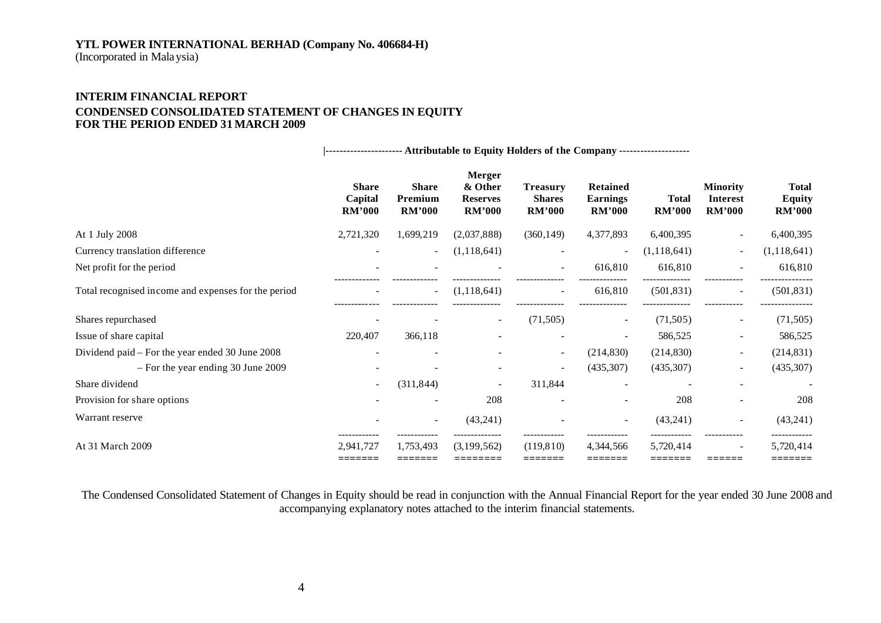**YTL POWER INTERNATIONAL BERHAD (Company No. 406684-H)**
(Incorporated in Malaysia)

**INTERIM FINANCIAL REPORT**
**CONDENSED CONSOLIDATED STATEMENT OF CHANGES IN EQUITY**
**FOR THE PERIOD ENDED 31 MARCH 2009**

| | Attributable to Equity Holders of the Company | | | | | | | |
|---|---|---|---|---|---|---|---|---|
| | **Share Capital RM'000** | **Share Premium RM'000** | **Merger & Other Reserves RM'000** | **Treasury Shares RM'000** | **Retained Earnings RM'000** | **Total RM'000** | **Minority Interest RM'000** | **Total Equity RM'000** |
| At 1 July 2008 | 2,721,320 | 1,699,219 | (2,037,888) | (360,149) | 4,377,893 | 6,400,395 | - | 6,400,395 |
| Currency translation difference | - | - | (1,118,641) | - | - | (1,118,641) | - | (1,118,641) |
| Net profit for the period | - | - | - | - | 616,810 | 616,810 | - | 616,810 |
| Total recognised income and expenses for the period | - | - | (1,118,641) | - | 616,810 | (501,831) | - | (501,831) |
| Shares repurchased | - | - | - | (71,505) | - | (71,505) | - | (71,505) |
| Issue of share capital | 220,407 | 366,118 | - | - | - | 586,525 | - | 586,525 |
| Dividend paid – For the year ended 30 June 2008 | - | - | - | - | (214,830) | (214,830) | - | (214,831) |
| – For the year ending 30 June 2009 | - | - | - | - | (435,307) | (435,307) | - | (435,307) |
| Share dividend | - | (311,844) | - | 311,844 | - | - | - | - |
| Provision for share options | - | - | 208 | - | - | 208 | - | 208 |
| Warrant reserve | - | - | (43,241) | - | - | (43,241) | - | (43,241) |
| At 31 March 2009 | 2,941,727 | 1,753,493 | (3,199,562) | (119,810) | 4,344,566 | 5,720,414 | - | 5,720,414 |

The Condensed Consolidated Statement of Changes in Equity should be read in conjunction with the Annual Financial Report for the year ended 30 June 2008 and accompanying explanatory notes attached to the interim financial statements.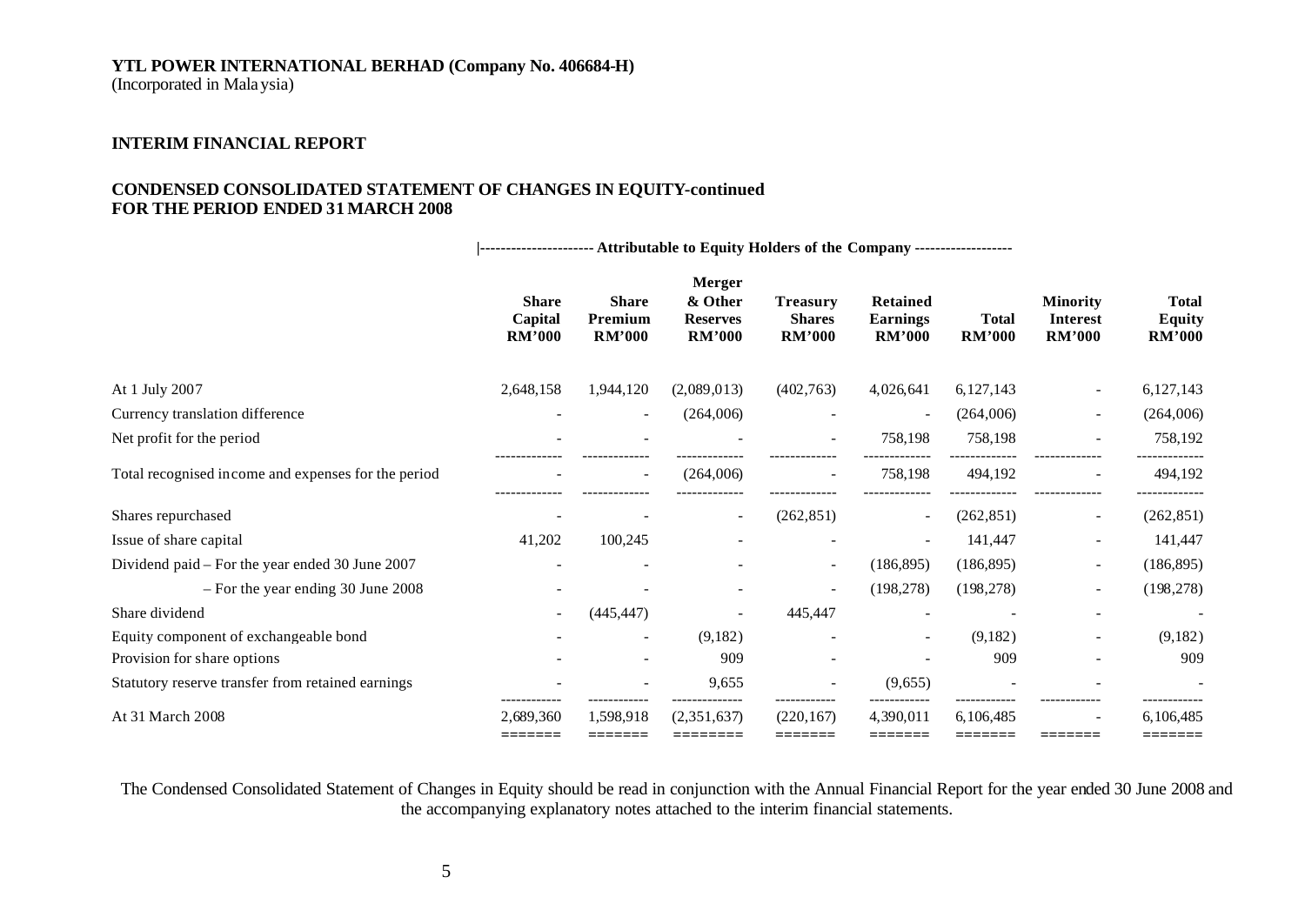**YTL POWER INTERNATIONAL BERHAD (Company No. 406684-H)**
(Incorporated in Malaysia)

**INTERIM FINANCIAL REPORT**

**CONDENSED CONSOLIDATED STATEMENT OF CHANGES IN EQUITY-continued**
**FOR THE PERIOD ENDED 31 MARCH 2008**

| | \|---------- Attributable to Equity Holders of the Company ---------- | | | | | | | |
|---|---|---|---|---|---|---|---|---|
| | **Share Capital RM'000** | **Share Premium RM'000** | **Merger & Other Reserves RM'000** | **Treasury Shares RM'000** | **Retained Earnings RM'000** | **Total RM'000** | **Minority Interest RM'000** | **Total Equity RM'000** |
| At 1 July 2007 | 2,648,158 | 1,944,120 | (2,089,013) | (402,763) | 4,026,641 | 6,127,143 | - | 6,127,143 |
| Currency translation difference | - | - | (264,006) | - | - | (264,006) | - | (264,006) |
| Net profit for the period | - | - | - | - | 758,198 | 758,198 | - | 758,192 |
| Total recognised income and expenses for the period | - | - | (264,006) | - | 758,198 | 494,192 | - | 494,192 |
| Shares repurchased | - | - | - | (262,851) | - | (262,851) | - | (262,851) |
| Issue of share capital | 41,202 | 100,245 | - | - | - | 141,447 | - | 141,447 |
| Dividend paid – For the year ended 30 June 2007 | - | - | - | - | (186,895) | (186,895) | - | (186,895) |
| – For the year ending 30 June 2008 | - | - | - | - | (198,278) | (198,278) | - | (198,278) |
| Share dividend | - | (445,447) | - | 445,447 | - | - | - | - |
| Equity component of exchangeable bond | - | - | (9,182) | - | - | (9,182) | - | (9,182) |
| Provision for share options | - | - | 909 | - | - | 909 | - | 909 |
| Statutory reserve transfer from retained earnings | - | - | 9,655 | - | (9,655) | - | - | - |
| At 31 March 2008 | 2,689,360 | 1,598,918 | (2,351,637) | (220,167) | 4,390,011 | 6,106,485 | - | 6,106,485 |

The Condensed Consolidated Statement of Changes in Equity should be read in conjunction with the Annual Financial Report for the year ended 30 June 2008 and the accompanying explanatory notes attached to the interim financial statements.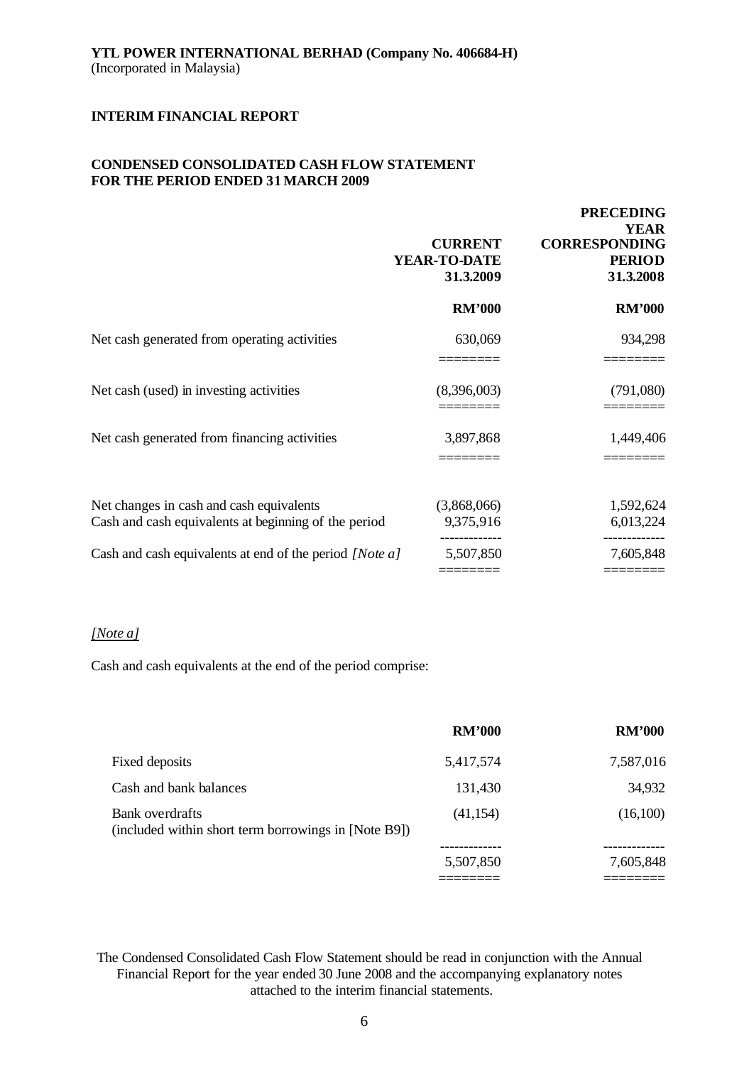**YTL POWER INTERNATIONAL BERHAD (Company No. 406684-H)**
(Incorporated in Malaysia)

**INTERIM FINANCIAL REPORT**

**CONDENSED CONSOLIDATED CASH FLOW STATEMENT**
**FOR THE PERIOD ENDED 31 MARCH 2009**

| | CURRENT YEAR-TO-DATE 31.3.2009 | PRECEDING YEAR CORRESPONDING PERIOD 31.3.2008 |
|---|---|---|
| | **RM'000** | **RM'000** |
| Net cash generated from operating activities | 630,069 | 934,298 |
| Net cash (used) in investing activities | (8,396,003) | (791,080) |
| Net cash generated from financing activities | 3,897,868 | 1,449,406 |
| Net changes in cash and cash equivalents | (3,868,066) | 1,592,624 |
| Cash and cash equivalents at beginning of the period | 9,375,916 | 6,013,224 |
| Cash and cash equivalents at end of the period *[Note a]* | 5,507,850 | 7,605,848 |

*[Note a]*

Cash and cash equivalents at the end of the period comprise:

| | **RM'000** | **RM'000** |
|---|---|---|
| Fixed deposits | 5,417,574 | 7,587,016 |
| Cash and bank balances | 131,430 | 34,932 |
| Bank overdrafts (included within short term borrowings in [Note B9]) | (41,154) | (16,100) |
| | 5,507,850 | 7,605,848 |

The Condensed Consolidated Cash Flow Statement should be read in conjunction with the Annual Financial Report for the year ended 30 June 2008 and the accompanying explanatory notes attached to the interim financial statements.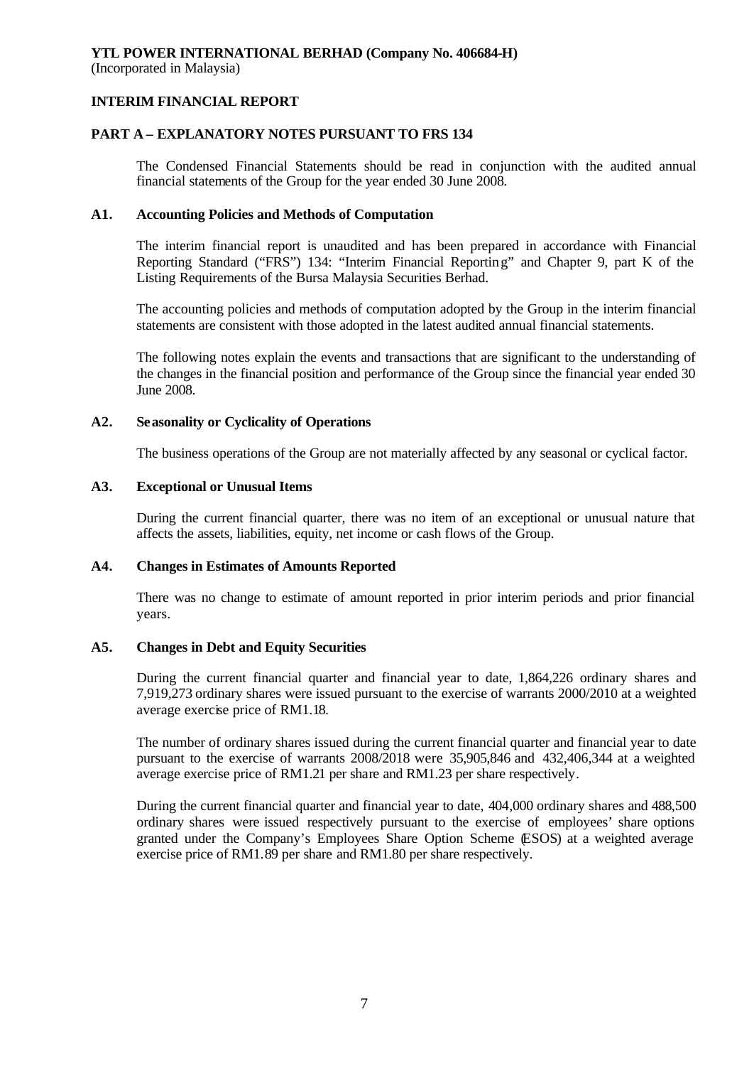**YTL POWER INTERNATIONAL BERHAD (Company No. 406684-H)**
(Incorporated in Malaysia)

**INTERIM FINANCIAL REPORT**

**PART A – EXPLANATORY NOTES PURSUANT TO FRS 134**

The Condensed Financial Statements should be read in conjunction with the audited annual financial statements of the Group for the year ended 30 June 2008.

**A1. Accounting Policies and Methods of Computation**

The interim financial report is unaudited and has been prepared in accordance with Financial Reporting Standard ("FRS") 134: "Interim Financial Reporting" and Chapter 9, part K of the Listing Requirements of the Bursa Malaysia Securities Berhad.

The accounting policies and methods of computation adopted by the Group in the interim financial statements are consistent with those adopted in the latest audited annual financial statements.

The following notes explain the events and transactions that are significant to the understanding of the changes in the financial position and performance of the Group since the financial year ended 30 June 2008.

**A2. Seasonality or Cyclicality of Operations**

The business operations of the Group are not materially affected by any seasonal or cyclical factor.

**A3. Exceptional or Unusual Items**

During the current financial quarter, there was no item of an exceptional or unusual nature that affects the assets, liabilities, equity, net income or cash flows of the Group.

**A4. Changes in Estimates of Amounts Reported**

There was no change to estimate of amount reported in prior interim periods and prior financial years.

**A5. Changes in Debt and Equity Securities**

During the current financial quarter and financial year to date, 1,864,226 ordinary shares and 7,919,273 ordinary shares were issued pursuant to the exercise of warrants 2000/2010 at a weighted average exercise price of RM1.18.

The number of ordinary shares issued during the current financial quarter and financial year to date pursuant to the exercise of warrants 2008/2018 were 35,905,846 and 432,406,344 at a weighted average exercise price of RM1.21 per share and RM1.23 per share respectively.

During the current financial quarter and financial year to date, 404,000 ordinary shares and 488,500 ordinary shares were issued respectively pursuant to the exercise of employees' share options granted under the Company's Employees Share Option Scheme (ESOS) at a weighted average exercise price of RM1.89 per share and RM1.80 per share respectively.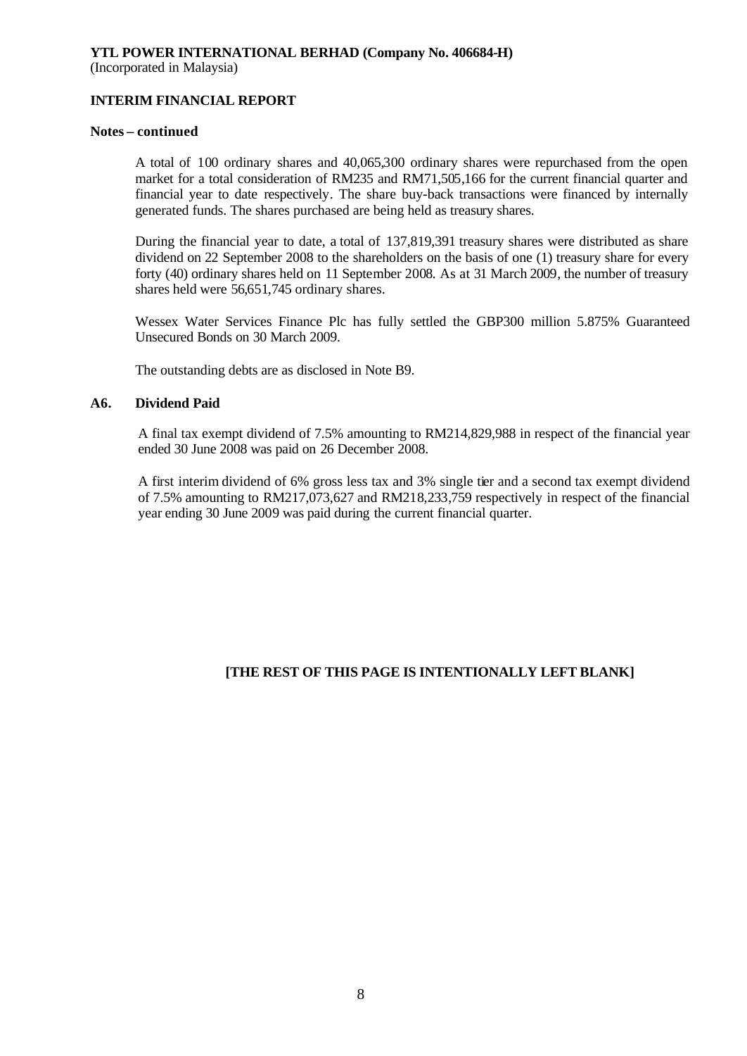**YTL POWER INTERNATIONAL BERHAD (Company No. 406684-H)**
(Incorporated in Malaysia)

**INTERIM FINANCIAL REPORT**

**Notes – continued**

A total of 100 ordinary shares and 40,065,300 ordinary shares were repurchased from the open market for a total consideration of RM235 and RM71,505,166 for the current financial quarter and financial year to date respectively. The share buy-back transactions were financed by internally generated funds. The shares purchased are being held as treasury shares.

During the financial year to date, a total of 137,819,391 treasury shares were distributed as share dividend on 22 September 2008 to the shareholders on the basis of one (1) treasury share for every forty (40) ordinary shares held on 11 September 2008. As at 31 March 2009, the number of treasury shares held were 56,651,745 ordinary shares.

Wessex Water Services Finance Plc has fully settled the GBP300 million 5.875% Guaranteed Unsecured Bonds on 30 March 2009.

The outstanding debts are as disclosed in Note B9.

**A6. Dividend Paid**

A final tax exempt dividend of 7.5% amounting to RM214,829,988 in respect of the financial year ended 30 June 2008 was paid on 26 December 2008.

A first interim dividend of 6% gross less tax and 3% single tier and a second tax exempt dividend of 7.5% amounting to RM217,073,627 and RM218,233,759 respectively in respect of the financial year ending 30 June 2009 was paid during the current financial quarter.

**[THE REST OF THIS PAGE IS INTENTIONALLY LEFT BLANK]**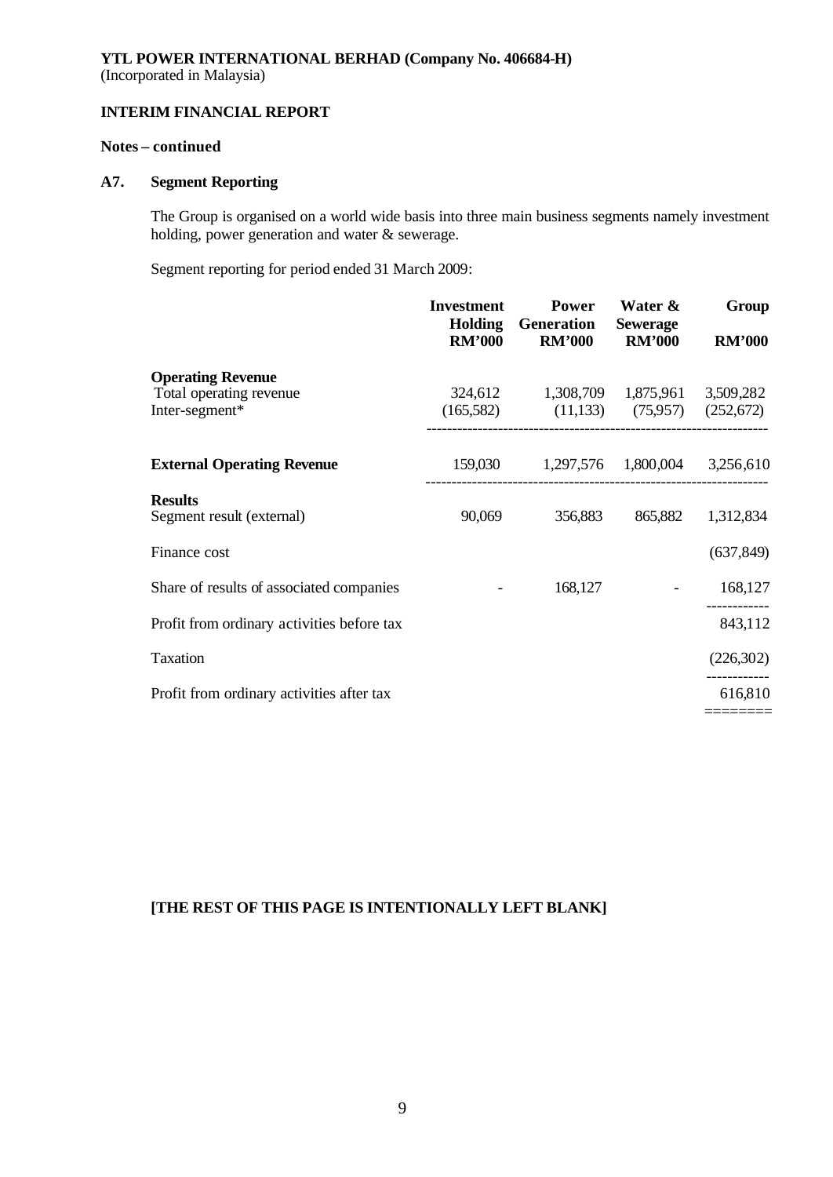**YTL POWER INTERNATIONAL BERHAD (Company No. 406684-H)**
(Incorporated in Malaysia)

**INTERIM FINANCIAL REPORT**

**Notes – continued**

## A7. Segment Reporting

The Group is organised on a world wide basis into three main business segments namely investment holding, power generation and water & sewerage.

Segment reporting for period ended 31 March 2009:

| | Investment Holding RM'000 | Power Generation RM'000 | Water & Sewerage RM'000 | Group RM'000 |
|---|---|---|---|---|
| **Operating Revenue** | | | | |
| Total operating revenue | 324,612 | 1,308,709 | 1,875,961 | 3,509,282 |
| Inter-segment* | (165,582) | (11,133) | (75,957) | (252,672) |
| **External Operating Revenue** | 159,030 | 1,297,576 | 1,800,004 | 3,256,610 |
| **Results** | | | | |
| Segment result (external) | 90,069 | 356,883 | 865,882 | 1,312,834 |
| Finance cost | | | | (637,849) |
| Share of results of associated companies | - | 168,127 | - | 168,127 |
| Profit from ordinary activities before tax | | | | 843,112 |
| Taxation | | | | (226,302) |
| Profit from ordinary activities after tax | | | | 616,810 |

**[THE REST OF THIS PAGE IS INTENTIONALLY LEFT BLANK]**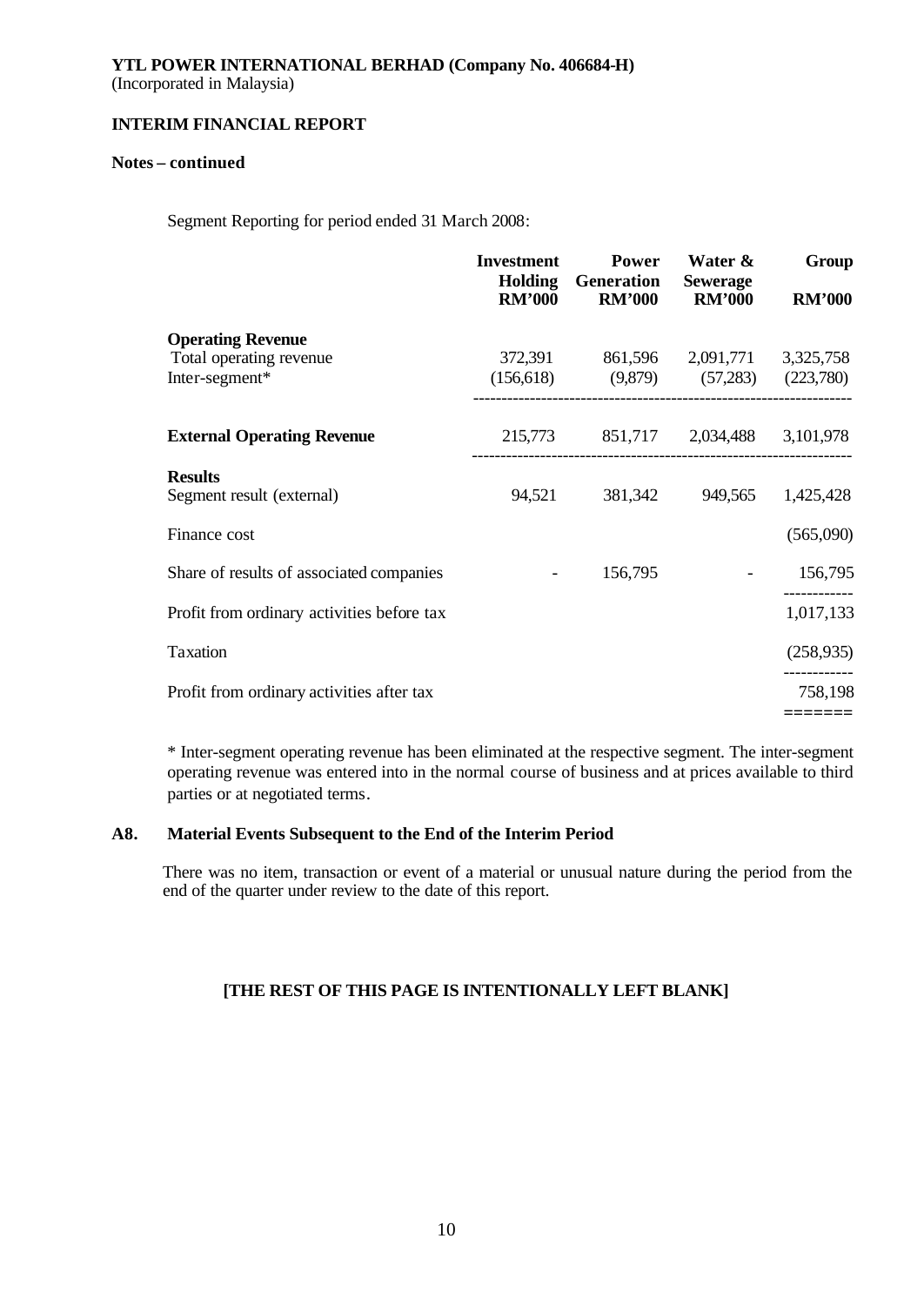**YTL POWER INTERNATIONAL BERHAD (Company No. 406684-H)**
(Incorporated in Malaysia)

**INTERIM FINANCIAL REPORT**

**Notes – continued**

Segment Reporting for period ended 31 March 2008:

| | Investment Holding RM'000 | Power Generation RM'000 | Water & Sewerage RM'000 | Group RM'000 |
|---|---|---|---|---|
| **Operating Revenue** | | | | |
| Total operating revenue | 372,391 | 861,596 | 2,091,771 | 3,325,758 |
| Inter-segment* | (156,618) | (9,879) | (57,283) | (223,780) |
| **External Operating Revenue** | 215,773 | 851,717 | 2,034,488 | 3,101,978 |
| **Results** | | | | |
| Segment result (external) | 94,521 | 381,342 | 949,565 | 1,425,428 |
| Finance cost | | | | (565,090) |
| Share of results of associated companies | - | 156,795 | - | 156,795 |
| Profit from ordinary activities before tax | | | | 1,017,133 |
| Taxation | | | | (258,935) |
| Profit from ordinary activities after tax | | | | 758,198 |

\* Inter-segment operating revenue has been eliminated at the respective segment. The inter-segment operating revenue was entered into in the normal course of business and at prices available to third parties or at negotiated terms.

### A8. Material Events Subsequent to the End of the Interim Period

There was no item, transaction or event of a material or unusual nature during the period from the end of the quarter under review to the date of this report.

**[THE REST OF THIS PAGE IS INTENTIONALLY LEFT BLANK]**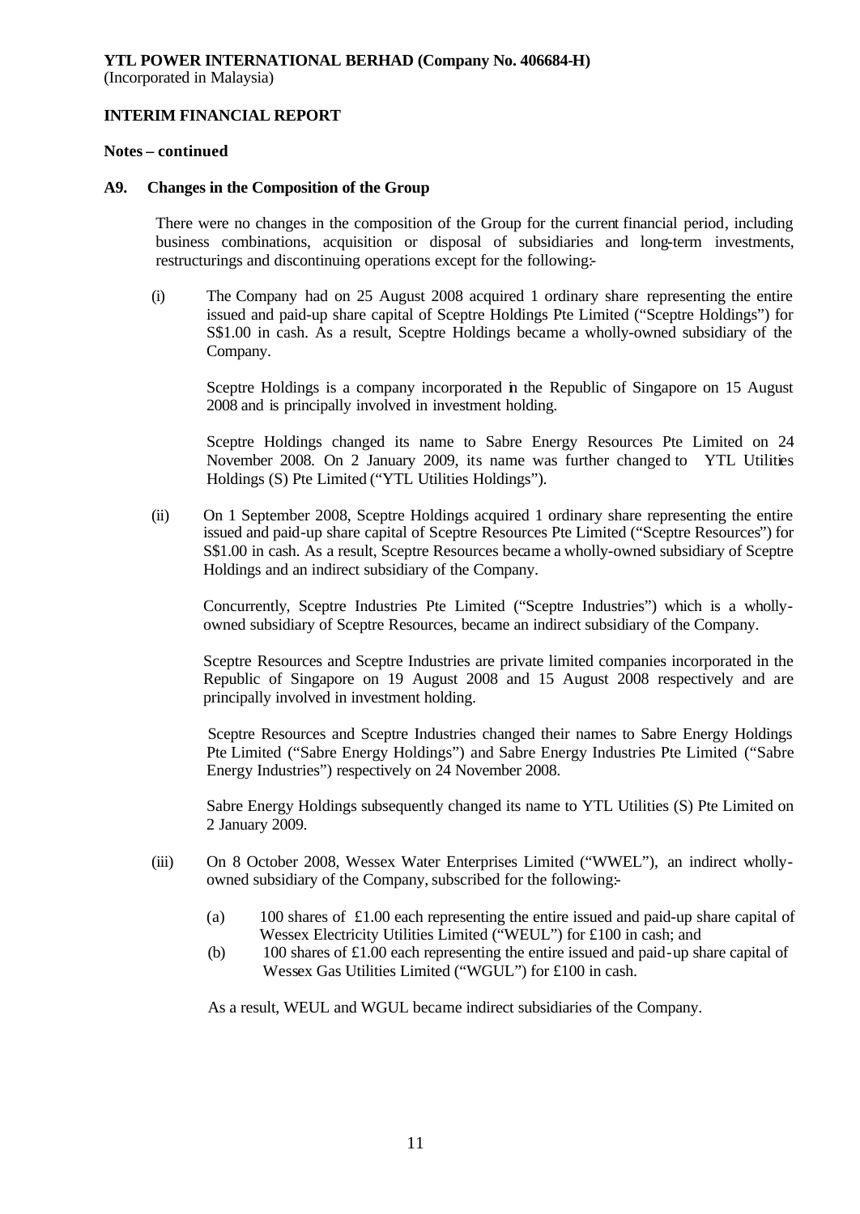**YTL POWER INTERNATIONAL BERHAD (Company No. 406684-H)**
(Incorporated in Malaysia)

**INTERIM FINANCIAL REPORT**

**Notes – continued**

### A9. Changes in the Composition of the Group

There were no changes in the composition of the Group for the current financial period, including business combinations, acquisition or disposal of subsidiaries and long-term investments, restructurings and discontinuing operations except for the following:-

(i) The Company had on 25 August 2008 acquired 1 ordinary share representing the entire issued and paid-up share capital of Sceptre Holdings Pte Limited ("Sceptre Holdings") for S$1.00 in cash. As a result, Sceptre Holdings became a wholly-owned subsidiary of the Company.

Sceptre Holdings is a company incorporated in the Republic of Singapore on 15 August 2008 and is principally involved in investment holding.

Sceptre Holdings changed its name to Sabre Energy Resources Pte Limited on 24 November 2008. On 2 January 2009, its name was further changed to YTL Utilities Holdings (S) Pte Limited ("YTL Utilities Holdings").

(ii) On 1 September 2008, Sceptre Holdings acquired 1 ordinary share representing the entire issued and paid-up share capital of Sceptre Resources Pte Limited ("Sceptre Resources") for S$1.00 in cash. As a result, Sceptre Resources became a wholly-owned subsidiary of Sceptre Holdings and an indirect subsidiary of the Company.

Concurrently, Sceptre Industries Pte Limited ("Sceptre Industries") which is a wholly-owned subsidiary of Sceptre Resources, became an indirect subsidiary of the Company.

Sceptre Resources and Sceptre Industries are private limited companies incorporated in the Republic of Singapore on 19 August 2008 and 15 August 2008 respectively and are principally involved in investment holding.

Sceptre Resources and Sceptre Industries changed their names to Sabre Energy Holdings Pte Limited ("Sabre Energy Holdings") and Sabre Energy Industries Pte Limited ("Sabre Energy Industries") respectively on 24 November 2008.

Sabre Energy Holdings subsequently changed its name to YTL Utilities (S) Pte Limited on 2 January 2009.

(iii) On 8 October 2008, Wessex Water Enterprises Limited ("WWEL"), an indirect wholly-owned subsidiary of the Company, subscribed for the following:-

(a) 100 shares of £1.00 each representing the entire issued and paid-up share capital of Wessex Electricity Utilities Limited ("WEUL") for £100 in cash; and
(b) 100 shares of £1.00 each representing the entire issued and paid-up share capital of Wessex Gas Utilities Limited ("WGUL") for £100 in cash.

As a result, WEUL and WGUL became indirect subsidiaries of the Company.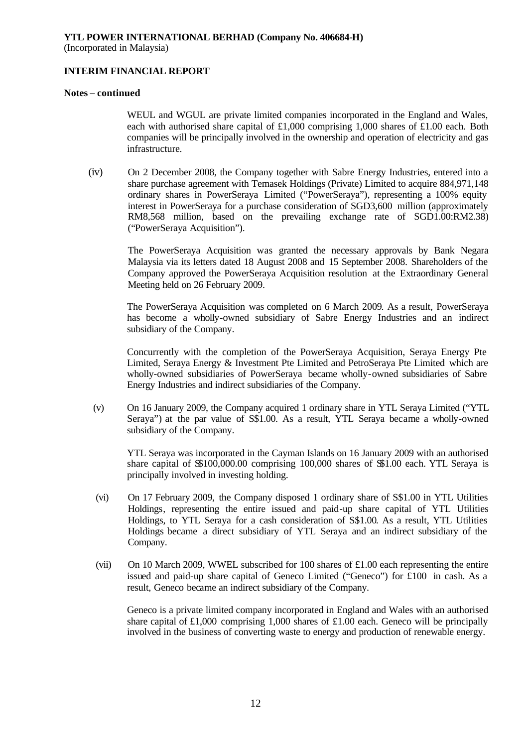**YTL POWER INTERNATIONAL BERHAD (Company No. 406684-H)**
(Incorporated in Malaysia)

**INTERIM FINANCIAL REPORT**

**Notes – continued**

WEUL and WGUL are private limited companies incorporated in the England and Wales, each with authorised share capital of £1,000 comprising 1,000 shares of £1.00 each. Both companies will be principally involved in the ownership and operation of electricity and gas infrastructure.

(iv) On 2 December 2008, the Company together with Sabre Energy Industries, entered into a share purchase agreement with Temasek Holdings (Private) Limited to acquire 884,971,148 ordinary shares in PowerSeraya Limited ("PowerSeraya"), representing a 100% equity interest in PowerSeraya for a purchase consideration of SGD3,600 million (approximately RM8,568 million, based on the prevailing exchange rate of SGD1.00:RM2.38) ("PowerSeraya Acquisition").

The PowerSeraya Acquisition was granted the necessary approvals by Bank Negara Malaysia via its letters dated 18 August 2008 and 15 September 2008. Shareholders of the Company approved the PowerSeraya Acquisition resolution at the Extraordinary General Meeting held on 26 February 2009.

The PowerSeraya Acquisition was completed on 6 March 2009. As a result, PowerSeraya has become a wholly-owned subsidiary of Sabre Energy Industries and an indirect subsidiary of the Company.

Concurrently with the completion of the PowerSeraya Acquisition, Seraya Energy Pte Limited, Seraya Energy & Investment Pte Limited and PetroSeraya Pte Limited which are wholly-owned subsidiaries of PowerSeraya became wholly-owned subsidiaries of Sabre Energy Industries and indirect subsidiaries of the Company.

(v) On 16 January 2009, the Company acquired 1 ordinary share in YTL Seraya Limited ("YTL Seraya") at the par value of S$1.00. As a result, YTL Seraya became a wholly-owned subsidiary of the Company.

YTL Seraya was incorporated in the Cayman Islands on 16 January 2009 with an authorised share capital of S$100,000.00 comprising 100,000 shares of S$1.00 each. YTL Seraya is principally involved in investing holding.

(vi) On 17 February 2009, the Company disposed 1 ordinary share of S$1.00 in YTL Utilities Holdings, representing the entire issued and paid-up share capital of YTL Utilities Holdings, to YTL Seraya for a cash consideration of S$1.00. As a result, YTL Utilities Holdings became a direct subsidiary of YTL Seraya and an indirect subsidiary of the Company.

(vii) On 10 March 2009, WWEL subscribed for 100 shares of £1.00 each representing the entire issued and paid-up share capital of Geneco Limited ("Geneco") for £100 in cash. As a result, Geneco became an indirect subsidiary of the Company.

Geneco is a private limited company incorporated in England and Wales with an authorised share capital of £1,000 comprising 1,000 shares of £1.00 each. Geneco will be principally involved in the business of converting waste to energy and production of renewable energy.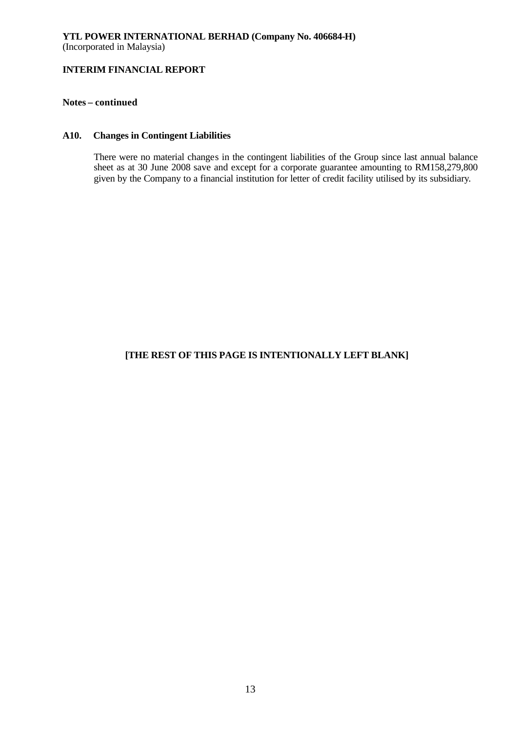**YTL POWER INTERNATIONAL BERHAD (Company No. 406684-H)**
(Incorporated in Malaysia)

**INTERIM FINANCIAL REPORT**

**Notes – continued**

**A10. Changes in Contingent Liabilities**

There were no material changes in the contingent liabilities of the Group since last annual balance sheet as at 30 June 2008 save and except for a corporate guarantee amounting to RM158,279,800 given by the Company to a financial institution for letter of credit facility utilised by its subsidiary.

**[THE REST OF THIS PAGE IS INTENTIONALLY LEFT BLANK]**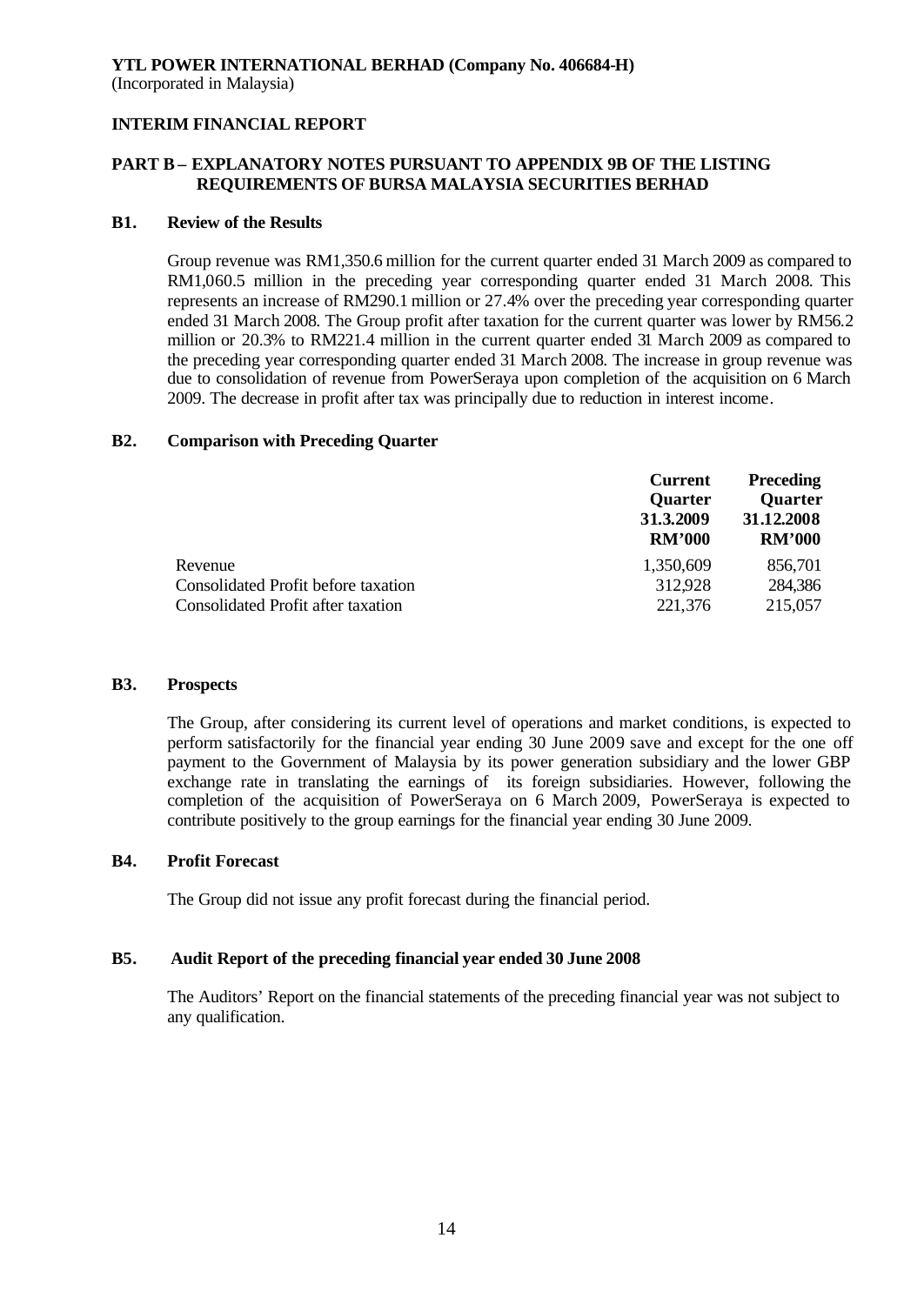**YTL POWER INTERNATIONAL BERHAD (Company No. 406684-H)**
(Incorporated in Malaysia)

**INTERIM FINANCIAL REPORT**

**PART B – EXPLANATORY NOTES PURSUANT TO APPENDIX 9B OF THE LISTING REQUIREMENTS OF BURSA MALAYSIA SECURITIES BERHAD**

**B1. Review of the Results**

Group revenue was RM1,350.6 million for the current quarter ended 31 March 2009 as compared to RM1,060.5 million in the preceding year corresponding quarter ended 31 March 2008. This represents an increase of RM290.1 million or 27.4% over the preceding year corresponding quarter ended 31 March 2008. The Group profit after taxation for the current quarter was lower by RM56.2 million or 20.3% to RM221.4 million in the current quarter ended 31 March 2009 as compared to the preceding year corresponding quarter ended 31 March 2008. The increase in group revenue was due to consolidation of revenue from PowerSeraya upon completion of the acquisition on 6 March 2009. The decrease in profit after tax was principally due to reduction in interest income.

**B2. Comparison with Preceding Quarter**

| | **Current Quarter 31.3.2009 RM'000** | **Preceding Quarter 31.12.2008 RM'000** |
|---|---|---|
| Revenue | 1,350,609 | 856,701 |
| Consolidated Profit before taxation | 312,928 | 284,386 |
| Consolidated Profit after taxation | 221,376 | 215,057 |

**B3. Prospects**

The Group, after considering its current level of operations and market conditions, is expected to perform satisfactorily for the financial year ending 30 June 2009 save and except for the one off payment to the Government of Malaysia by its power generation subsidiary and the lower GBP exchange rate in translating the earnings of its foreign subsidiaries. However, following the completion of the acquisition of PowerSeraya on 6 March 2009, PowerSeraya is expected to contribute positively to the group earnings for the financial year ending 30 June 2009.

**B4. Profit Forecast**

The Group did not issue any profit forecast during the financial period.

**B5. Audit Report of the preceding financial year ended 30 June 2008**

The Auditors' Report on the financial statements of the preceding financial year was not subject to any qualification.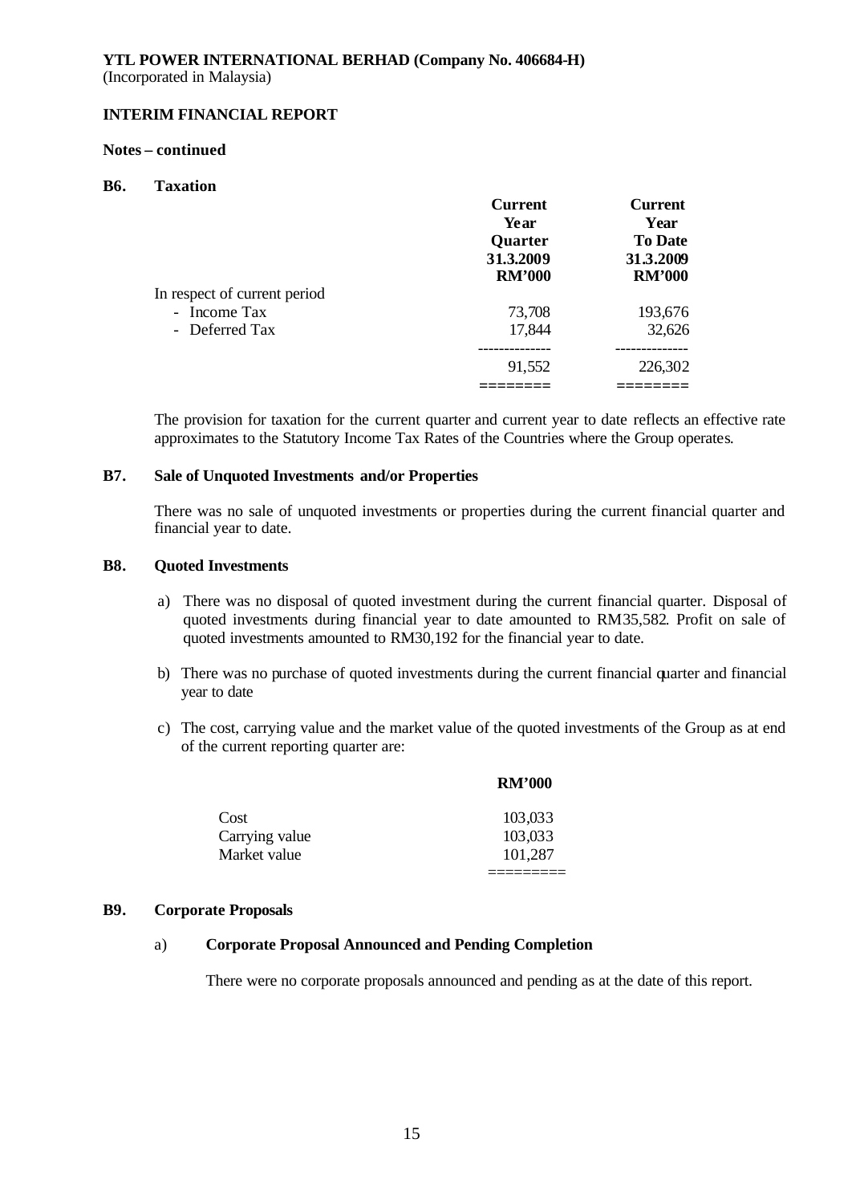**YTL POWER INTERNATIONAL BERHAD (Company No. 406684-H)**
(Incorporated in Malaysia)

**INTERIM FINANCIAL REPORT**

**Notes – continued**

**B6. Taxation**

| | Current Year Quarter 31.3.2009 RM'000 | Current Year To Date 31.3.2009 RM'000 |
|---|---|---|
| In respect of current period | | |
| - Income Tax | 73,708 | 193,676 |
| - Deferred Tax | 17,844 | 32,626 |
| | 91,552 | 226,302 |

The provision for taxation for the current quarter and current year to date reflects an effective rate approximates to the Statutory Income Tax Rates of the Countries where the Group operates.

**B7. Sale of Unquoted Investments and/or Properties**

There was no sale of unquoted investments or properties during the current financial quarter and financial year to date.

**B8. Quoted Investments**

a) There was no disposal of quoted investment during the current financial quarter. Disposal of quoted investments during financial year to date amounted to RM35,582. Profit on sale of quoted investments amounted to RM30,192 for the financial year to date.

b) There was no purchase of quoted investments during the current financial quarter and financial year to date

c) The cost, carrying value and the market value of the quoted investments of the Group as at end of the current reporting quarter are:

| | RM'000 |
|---|---|
| Cost | 103,033 |
| Carrying value | 103,033 |
| Market value | 101,287 |

**B9. Corporate Proposals**

a) **Corporate Proposal Announced and Pending Completion**

There were no corporate proposals announced and pending as at the date of this report.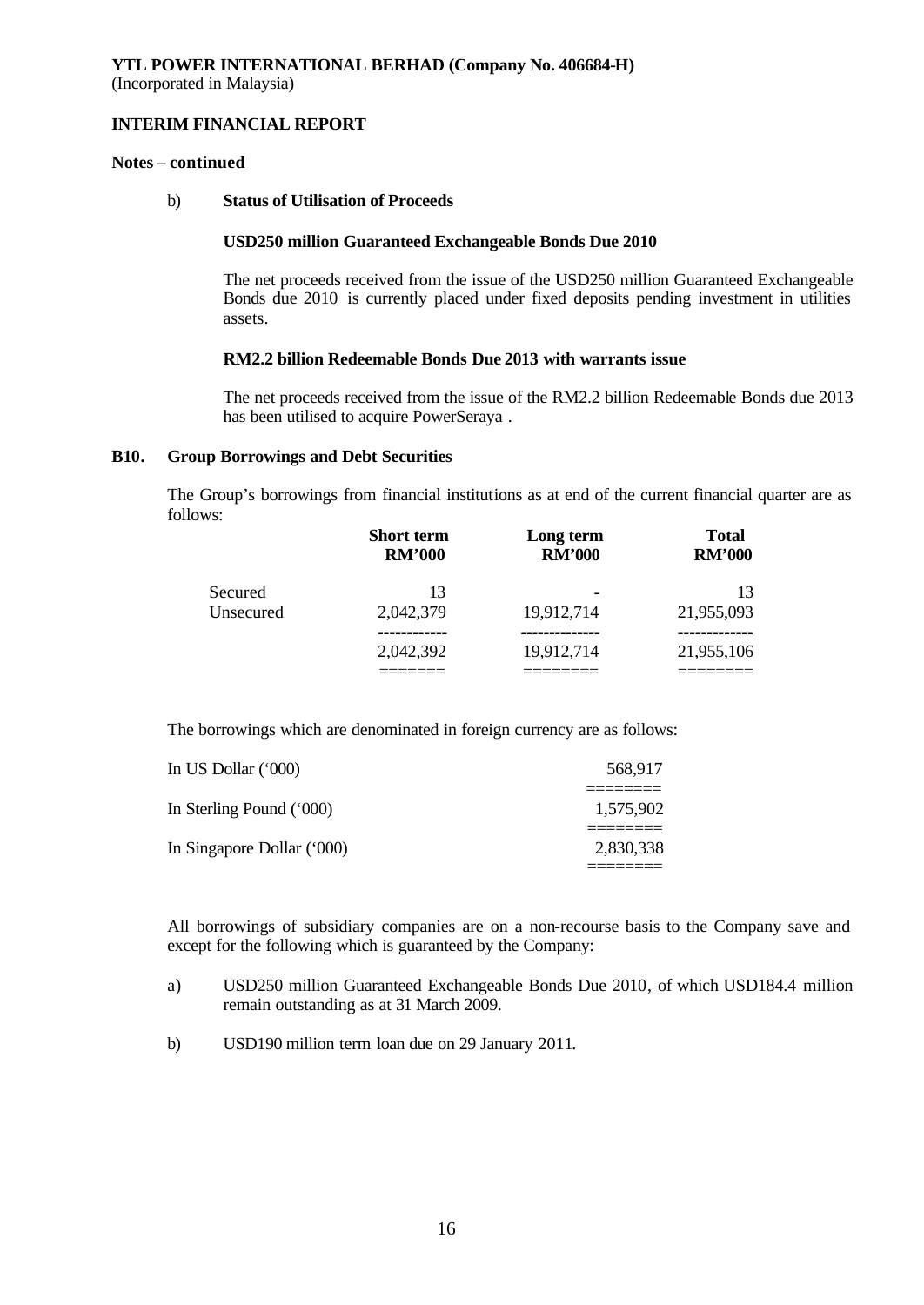**YTL POWER INTERNATIONAL BERHAD (Company No. 406684-H)**
(Incorporated in Malaysia)

**INTERIM FINANCIAL REPORT**

**Notes – continued**

b) **Status of Utilisation of Proceeds**

**USD250 million Guaranteed Exchangeable Bonds Due 2010**

The net proceeds received from the issue of the USD250 million Guaranteed Exchangeable Bonds due 2010 is currently placed under fixed deposits pending investment in utilities assets.

**RM2.2 billion Redeemable Bonds Due 2013 with warrants issue**

The net proceeds received from the issue of the RM2.2 billion Redeemable Bonds due 2013 has been utilised to acquire PowerSeraya .

**B10. Group Borrowings and Debt Securities**

The Group's borrowings from financial institutions as at end of the current financial quarter are as follows:

| | Short term RM'000 | Long term RM'000 | Total RM'000 |
|---|---|---|---|
| Secured | 13 | - | 13 |
| Unsecured | 2,042,379 | 19,912,714 | 21,955,093 |
| | 2,042,392 | 19,912,714 | 21,955,106 |

The borrowings which are denominated in foreign currency are as follows:

| | |
|---|---|
| In US Dollar ('000) | 568,917 |
| In Sterling Pound ('000) | 1,575,902 |
| In Singapore Dollar ('000) | 2,830,338 |

All borrowings of subsidiary companies are on a non-recourse basis to the Company save and except for the following which is guaranteed by the Company:

a) USD250 million Guaranteed Exchangeable Bonds Due 2010, of which USD184.4 million remain outstanding as at 31 March 2009.

b) USD190 million term loan due on 29 January 2011.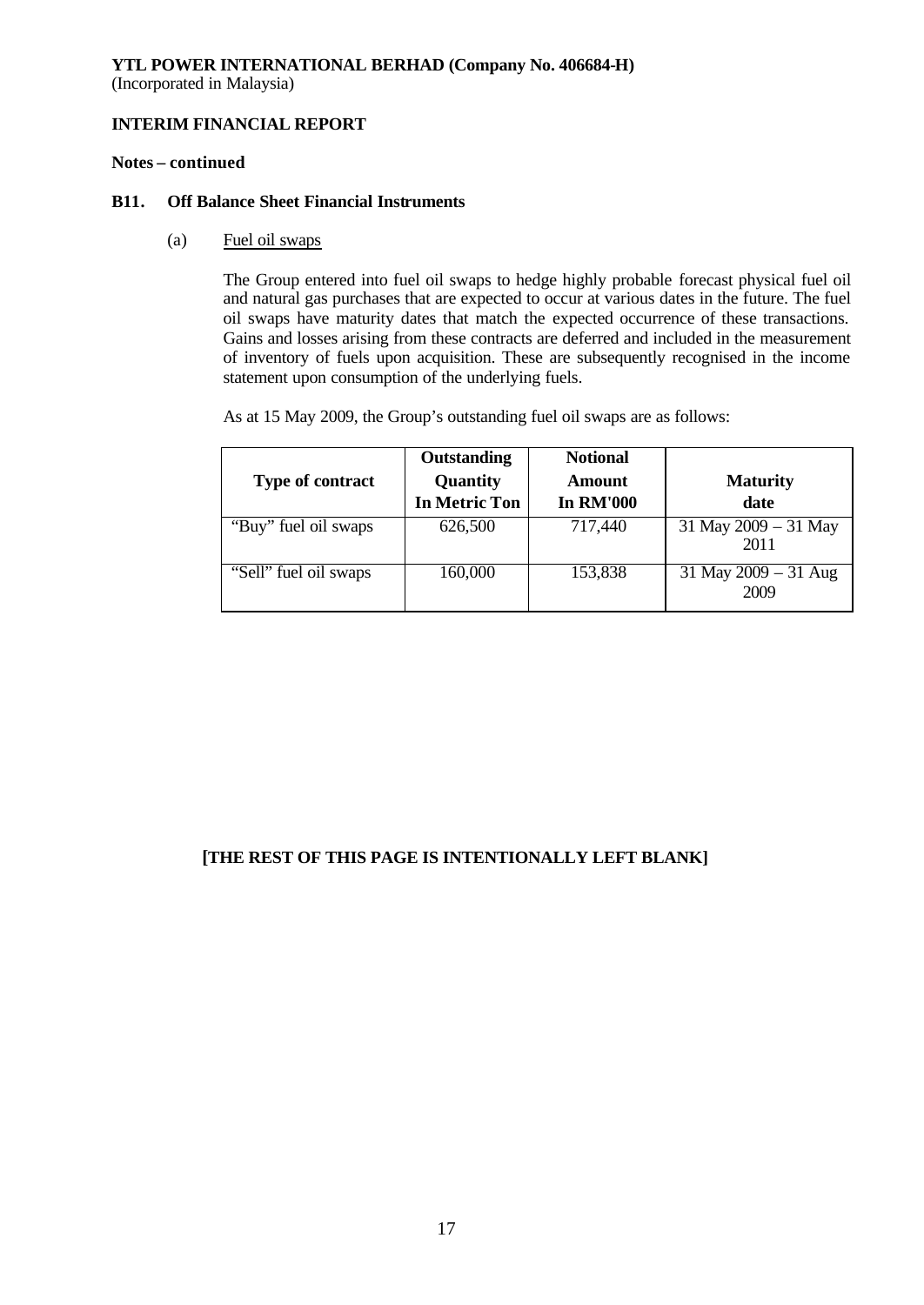**YTL POWER INTERNATIONAL BERHAD (Company No. 406684-H)**
(Incorporated in Malaysia)

**INTERIM FINANCIAL REPORT**

**Notes – continued**

### B11. Off Balance Sheet Financial Instruments

(a) Fuel oil swaps

The Group entered into fuel oil swaps to hedge highly probable forecast physical fuel oil and natural gas purchases that are expected to occur at various dates in the future. The fuel oil swaps have maturity dates that match the expected occurrence of these transactions. Gains and losses arising from these contracts are deferred and included in the measurement of inventory of fuels upon acquisition. These are subsequently recognised in the income statement upon consumption of the underlying fuels.

As at 15 May 2009, the Group's outstanding fuel oil swaps are as follows:

| Type of contract | Outstanding Quantity In Metric Ton | Notional Amount In RM'000 | Maturity date |
|---|---|---|---|
| "Buy" fuel oil swaps | 626,500 | 717,440 | 31 May 2009 – 31 May 2011 |
| "Sell" fuel oil swaps | 160,000 | 153,838 | 31 May 2009 – 31 Aug 2009 |

**[THE REST OF THIS PAGE IS INTENTIONALLY LEFT BLANK]**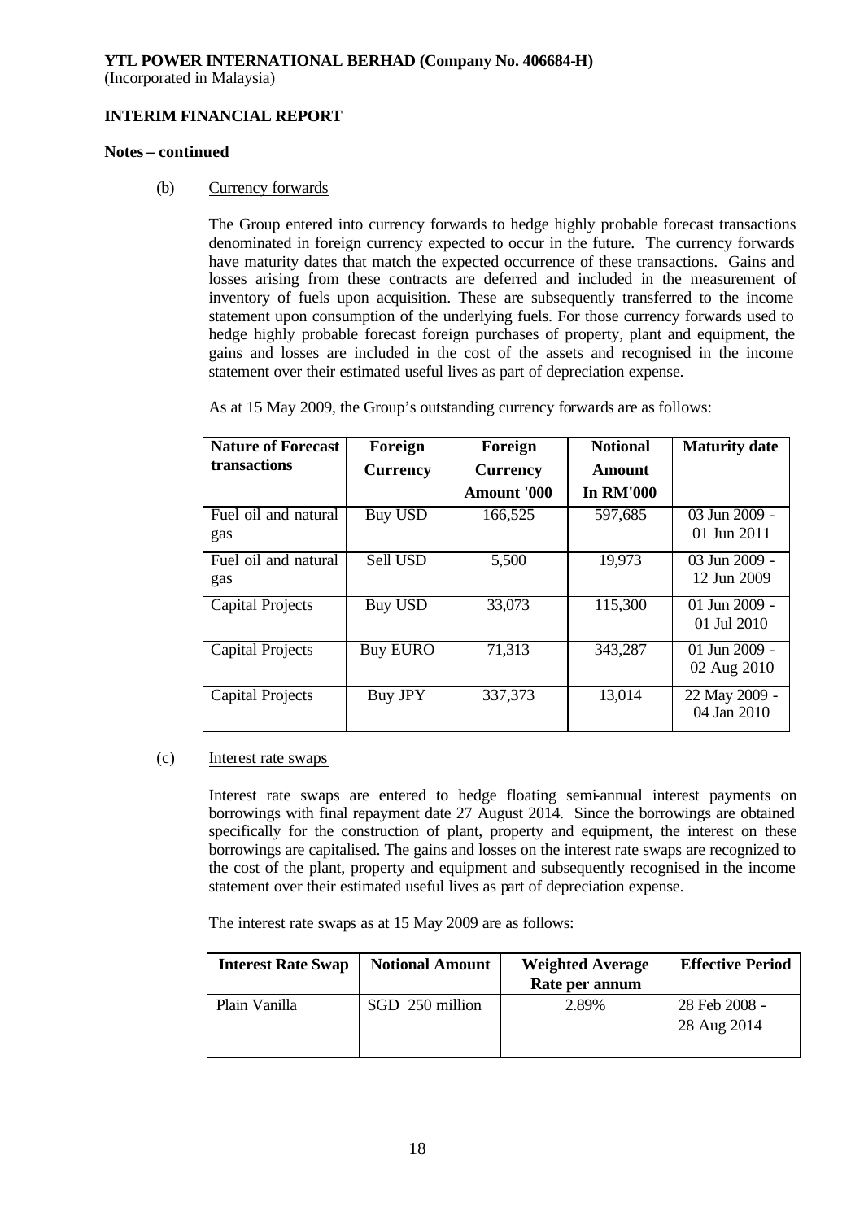**YTL POWER INTERNATIONAL BERHAD (Company No. 406684-H)**
(Incorporated in Malaysia)

**INTERIM FINANCIAL REPORT**

**Notes – continued**

(b) Currency forwards

The Group entered into currency forwards to hedge highly probable forecast transactions denominated in foreign currency expected to occur in the future. The currency forwards have maturity dates that match the expected occurrence of these transactions. Gains and losses arising from these contracts are deferred and included in the measurement of inventory of fuels upon acquisition. These are subsequently transferred to the income statement upon consumption of the underlying fuels. For those currency forwards used to hedge highly probable forecast foreign purchases of property, plant and equipment, the gains and losses are included in the cost of the assets and recognised in the income statement over their estimated useful lives as part of depreciation expense.

As at 15 May 2009, the Group's outstanding currency forwards are as follows:

| Nature of Forecast transactions | Foreign Currency | Foreign Currency Amount '000 | Notional Amount In RM'000 | Maturity date |
|---|---|---|---|---|
| Fuel oil and natural gas | Buy USD | 166,525 | 597,685 | 03 Jun 2009 - 01 Jun 2011 |
| Fuel oil and natural gas | Sell USD | 5,500 | 19,973 | 03 Jun 2009 - 12 Jun 2009 |
| Capital Projects | Buy USD | 33,073 | 115,300 | 01 Jun 2009 - 01 Jul 2010 |
| Capital Projects | Buy EURO | 71,313 | 343,287 | 01 Jun 2009 - 02 Aug 2010 |
| Capital Projects | Buy JPY | 337,373 | 13,014 | 22 May 2009 - 04 Jan 2010 |

(c) Interest rate swaps

Interest rate swaps are entered to hedge floating semi-annual interest payments on borrowings with final repayment date 27 August 2014. Since the borrowings are obtained specifically for the construction of plant, property and equipment, the interest on these borrowings are capitalised. The gains and losses on the interest rate swaps are recognized to the cost of the plant, property and equipment and subsequently recognised in the income statement over their estimated useful lives as part of depreciation expense.

The interest rate swaps as at 15 May 2009 are as follows:

| Interest Rate Swap | Notional Amount | Weighted Average Rate per annum | Effective Period |
|---|---|---|---|
| Plain Vanilla | SGD 250 million | 2.89% | 28 Feb 2008 - 28 Aug 2014 |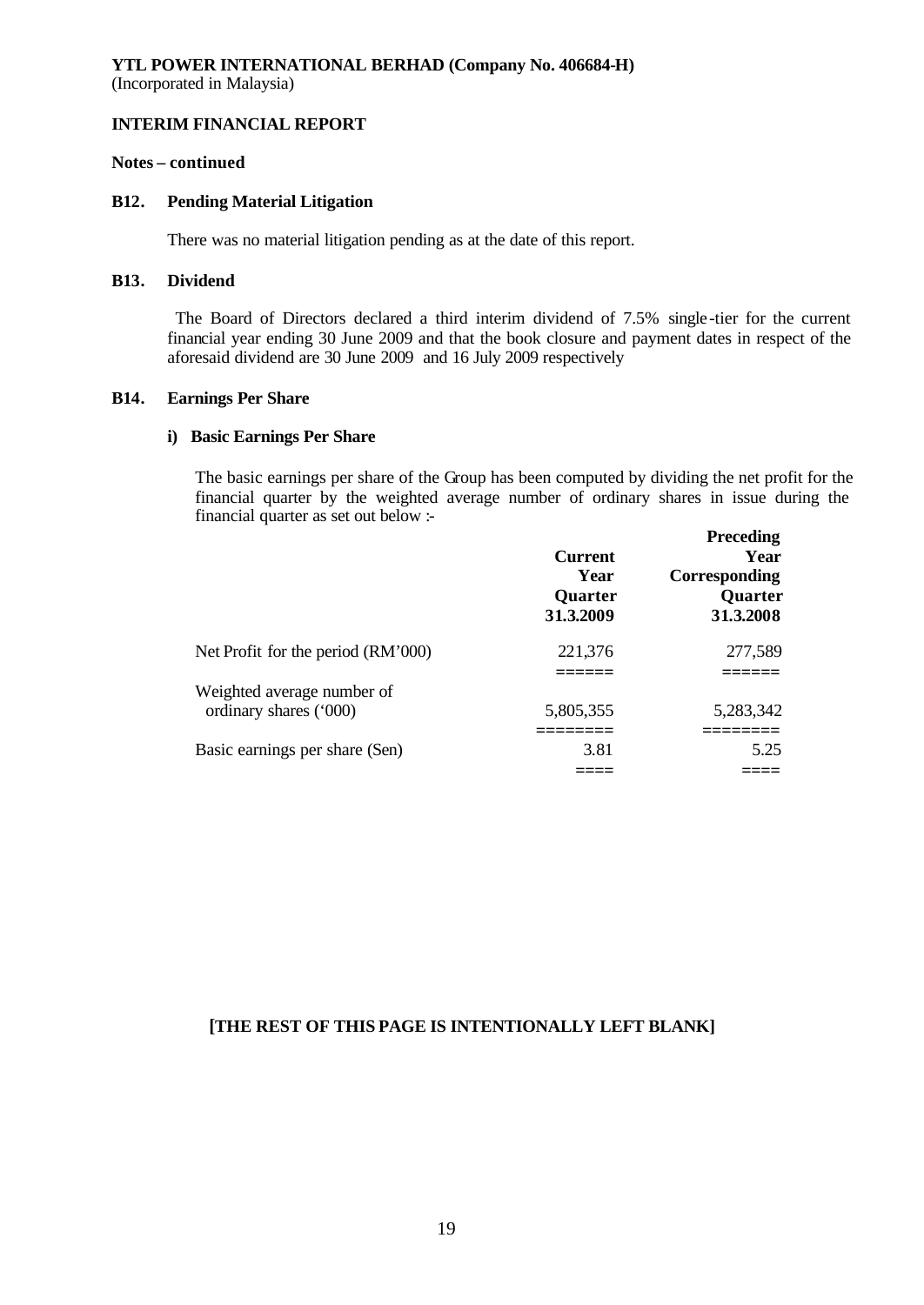**YTL POWER INTERNATIONAL BERHAD (Company No. 406684-H)**
(Incorporated in Malaysia)

**INTERIM FINANCIAL REPORT**

**Notes – continued**

## B12. Pending Material Litigation

There was no material litigation pending as at the date of this report.

## B13. Dividend

The Board of Directors declared a third interim dividend of 7.5% single-tier for the current financial year ending 30 June 2009 and that the book closure and payment dates in respect of the aforesaid dividend are 30 June 2009 and 16 July 2009 respectively

## B14. Earnings Per Share

### i) Basic Earnings Per Share

The basic earnings per share of the Group has been computed by dividing the net profit for the financial quarter by the weighted average number of ordinary shares in issue during the financial quarter as set out below :-

| | Current Year Quarter 31.3.2009 | Preceding Year Corresponding Quarter 31.3.2008 |
|---|---|---|
| Net Profit for the period (RM'000) | 221,376 | 277,589 |
| Weighted average number of ordinary shares ('000) | 5,805,355 | 5,283,342 |
| Basic earnings per share (Sen) | 3.81 | 5.25 |

**[THE REST OF THIS PAGE IS INTENTIONALLY LEFT BLANK]**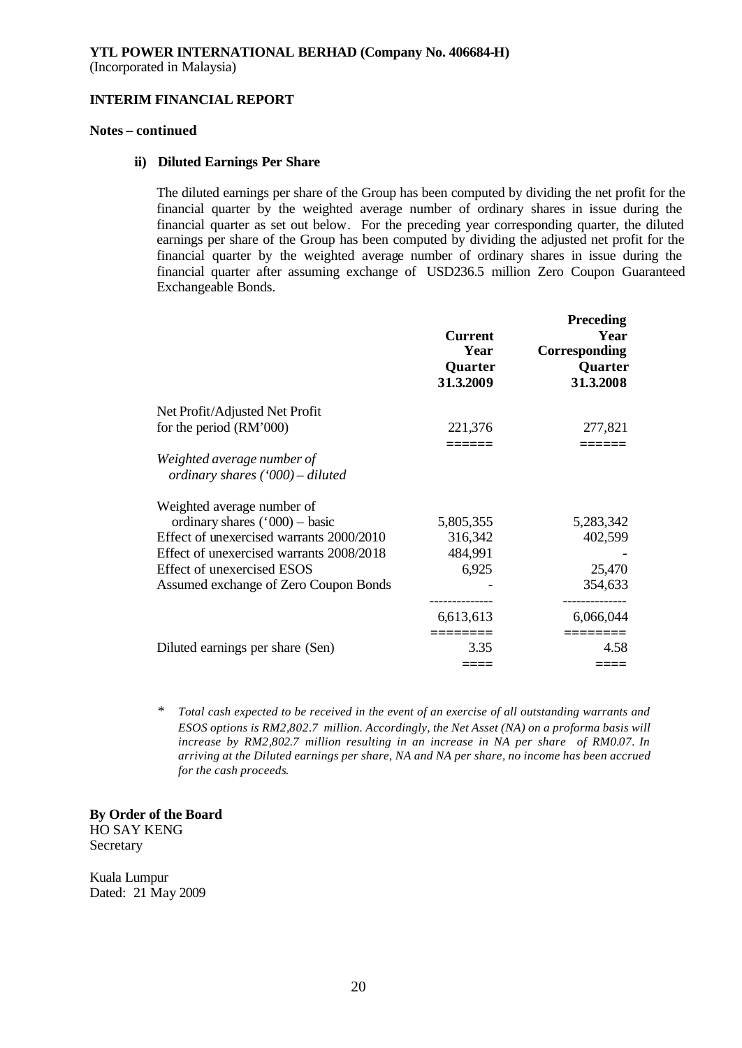**YTL POWER INTERNATIONAL BERHAD (Company No. 406684-H)**
(Incorporated in Malaysia)

**INTERIM FINANCIAL REPORT**

**Notes – continued**

**ii) Diluted Earnings Per Share**

The diluted earnings per share of the Group has been computed by dividing the net profit for the financial quarter by the weighted average number of ordinary shares in issue during the financial quarter as set out below. For the preceding year corresponding quarter, the diluted earnings per share of the Group has been computed by dividing the adjusted net profit for the financial quarter by the weighted average number of ordinary shares in issue during the financial quarter after assuming exchange of USD236.5 million Zero Coupon Guaranteed Exchangeable Bonds.

| | **Current Year Quarter 31.3.2009** | **Preceding Year Corresponding Quarter 31.3.2008** |
|---|---|---|
| Net Profit/Adjusted Net Profit for the period (RM'000) | 221,376 | 277,821 |
| *Weighted average number of ordinary shares ('000) – diluted* | | |
| Weighted average number of ordinary shares ('000) – basic | 5,805,355 | 5,283,342 |
| Effect of unexercised warrants 2000/2010 | 316,342 | 402,599 |
| Effect of unexercised warrants 2008/2018 | 484,991 | - |
| Effect of unexercised ESOS | 6,925 | 25,470 |
| Assumed exchange of Zero Coupon Bonds | - | 354,633 |
| | 6,613,613 | 6,066,044 |
| Diluted earnings per share (Sen) | 3.35 | 4.58 |

\* *Total cash expected to be received in the event of an exercise of all outstanding warrants and ESOS options is RM2,802.7 million. Accordingly, the Net Asset (NA) on a proforma basis will increase by RM2,802.7 million resulting in an increase in NA per share of RM0.07. In arriving at the Diluted earnings per share, NA and NA per share, no income has been accrued for the cash proceeds.*

**By Order of the Board**
HO SAY KENG
Secretary

Kuala Lumpur
Dated: 21 May 2009